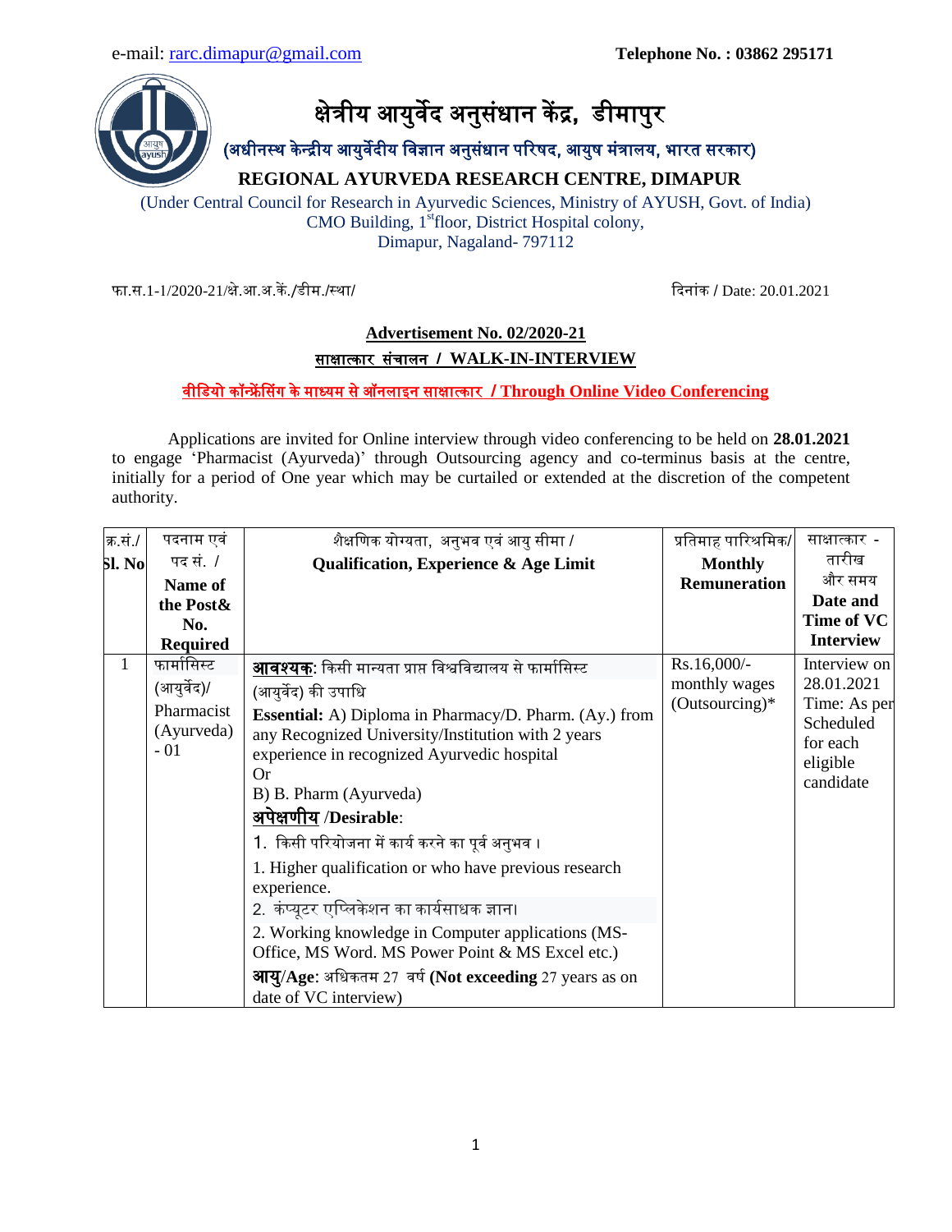e-mail: rarc.dimapur@gmail.com | **Telephone No. : 03862 295171**

# क्षेत्रीय आयुर्वेद अनुसंधान केंद्र, डीमापुर

**(अधीनस्थ केन्द्रीय आयुर्वेदीय विज्ञान अनुसंधान परिषद, आयुष मंत्रालय, भारत सरकार)**

## REGIONAL AYURVEDA RESEARCH CENTRE, DIMAPUR

(Under Central Council for Research in Ayurvedic Sciences, Ministry of AYUSH, Govt. of India)
CMO Building, 1st floor, District Hospital colony,
Dimapur, Nagaland- 797112

फा.स.1-1/2020-21/क्षे.आ.अ.कें./डीम./स्था/ | दिनांक / Date: 20.01.2021

**Advertisement No. 02/2020-21**

**साक्षात्कार संचालन / WALK-IN-INTERVIEW**

**वीडियो कॉन्फ्रेंसिंग के माध्यम से ऑनलाइन साक्षात्कार / Through Online Video Conferencing**

Applications are invited for Online interview through video conferencing to be held on **28.01.2021** to engage 'Pharmacist (Ayurveda)' through Outsourcing agency and co-terminus basis at the centre, initially for a period of One year which may be curtailed or extended at the discretion of the competent authority.

| क्र.सं./ Sl. No | पदनाम एवं पद सं. / **Name of the Post& No. Required** | शैक्षणिक योग्यता, अनुभव एवं आयु सीमा / **Qualification, Experience & Age Limit** | प्रतिमाह पारिश्रमिक/ **Monthly Remuneration** | साक्षात्कार - तारीख और समय **Date and Time of VC Interview** |
|---|---|---|---|---|
| 1 | फार्मासिस्ट (आयुर्वेद)/ Pharmacist (Ayurveda) - 01 | **आवश्यक**: किसी मान्यता प्राप्त विश्वविद्यालय से फार्मासिस्ट (आयुर्वेद) की उपाधि<br>**Essential:** A) Diploma in Pharmacy/D. Pharm. (Ay.) from any Recognized University/Institution with 2 years experience in recognized Ayurvedic hospital<br>Or<br>B) B. Pharm (Ayurveda)<br>**अपेक्षणीय /Desirable**:<br>1. किसी परियोजना में कार्य करने का पूर्व अनुभव।<br>1. Higher qualification or who have previous research experience.<br>2. कंप्यूटर एप्लिकेशन का कार्यसाधक ज्ञान।<br>2. Working knowledge in Computer applications (MS-Office, MS Word. MS Power Point & MS Excel etc.)<br>**आयु/Age**: अधिकतम 27 वर्ष **(Not exceeding** 27 years as on date of VC interview) | Rs.16,000/- monthly wages (Outsourcing)* | Interview on 28.01.2021 Time: As per Scheduled for each eligible candidate |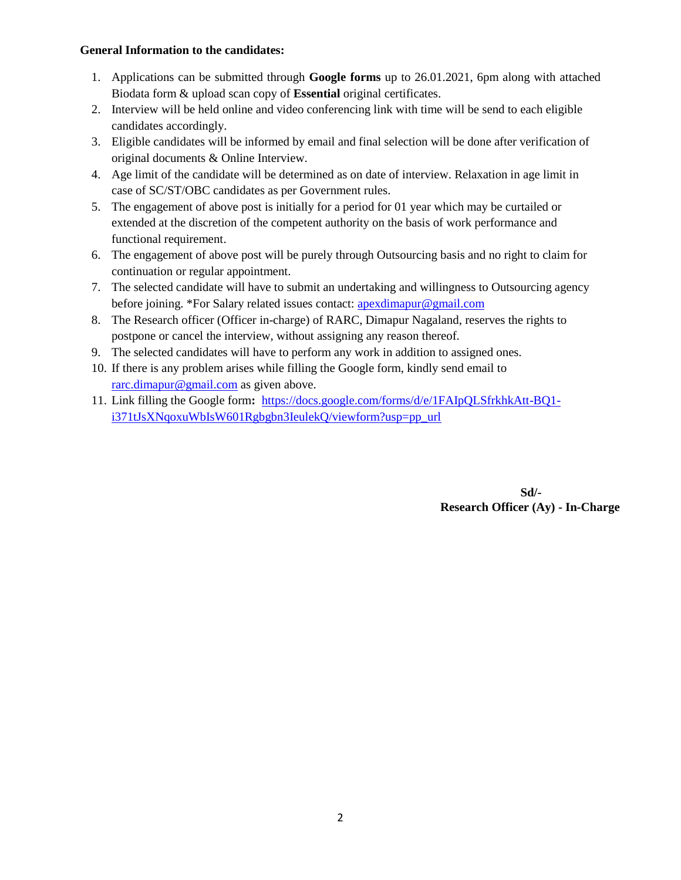**General Information to the candidates:**

1. Applications can be submitted through **Google forms** up to 26.01.2021, 6pm along with attached Biodata form & upload scan copy of **Essential** original certificates.
2. Interview will be held online and video conferencing link with time will be send to each eligible candidates accordingly.
3. Eligible candidates will be informed by email and final selection will be done after verification of original documents & Online Interview.
4. Age limit of the candidate will be determined as on date of interview. Relaxation in age limit in case of SC/ST/OBC candidates as per Government rules.
5. The engagement of above post is initially for a period for 01 year which may be curtailed or extended at the discretion of the competent authority on the basis of work performance and functional requirement.
6. The engagement of above post will be purely through Outsourcing basis and no right to claim for continuation or regular appointment.
7. The selected candidate will have to submit an undertaking and willingness to Outsourcing agency before joining. *For Salary related issues contact: apexdimapur@gmail.com
8. The Research officer (Officer in-charge) of RARC, Dimapur Nagaland, reserves the rights to postpone or cancel the interview, without assigning any reason thereof.
9. The selected candidates will have to perform any work in addition to assigned ones.
10. If there is any problem arises while filling the Google form, kindly send email to rarc.dimapur@gmail.com as given above.
11. Link filling the Google form**:** https://docs.google.com/forms/d/e/1FAIpQLSfrkhkAtt-BQ1-i371tJsXNqoxuWbIsW601Rgbgbn3IeulekQ/viewform?usp=pp_url

**Sd/-**
**Research Officer (Ay) - In-Charge**